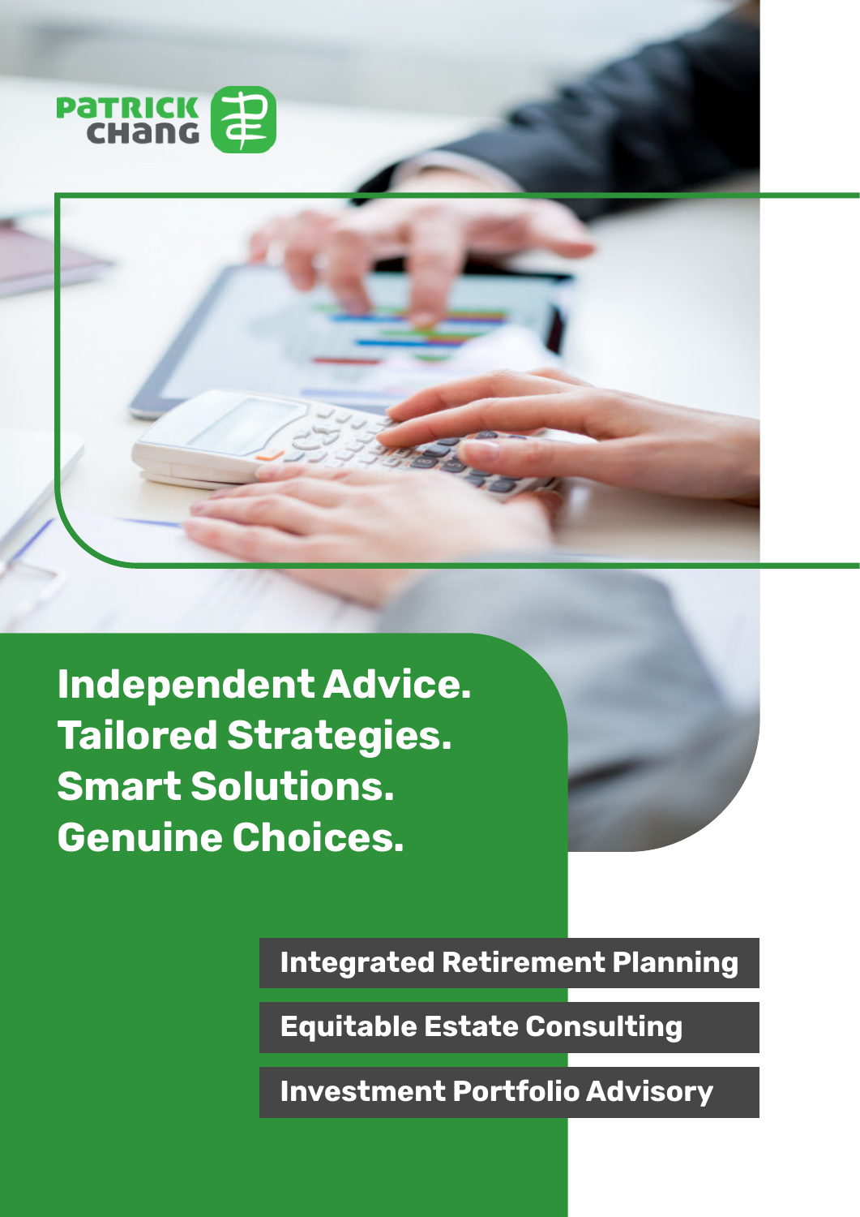PATRICK CHANG

**Independent Advice.**
**Tailored Strategies.**
**Smart Solutions.**
**Genuine Choices.**

**Integrated Retirement Planning**

**Equitable Estate Consulting**

**Investment Portfolio Advisory**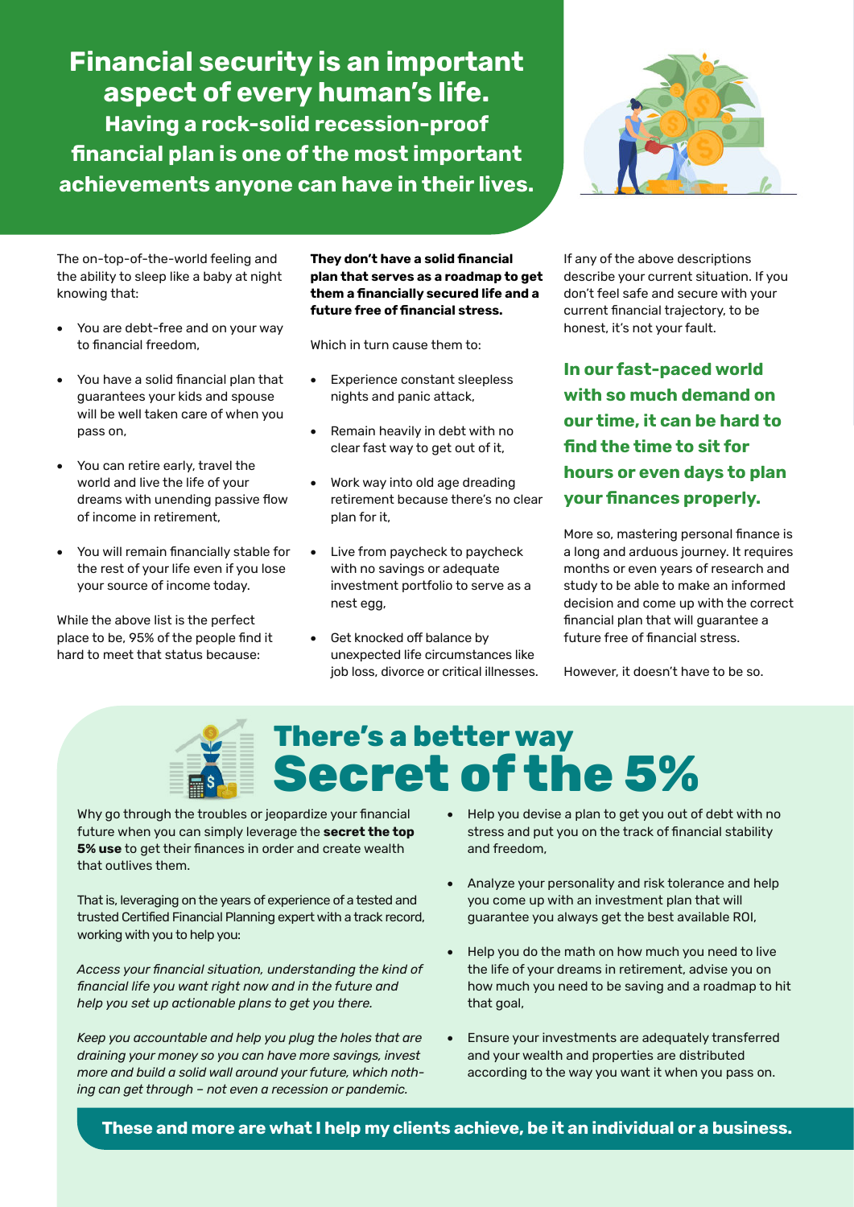# Financial security is an important aspect of every human's life.

## Having a rock-solid recession-proof financial plan is one of the most important achievements anyone can have in their lives.

The on-top-of-the-world feeling and the ability to sleep like a baby at night knowing that:

- You are debt-free and on your way to financial freedom,
- You have a solid financial plan that guarantees your kids and spouse will be well taken care of when you pass on,
- You can retire early, travel the world and live the life of your dreams with unending passive flow of income in retirement,
- You will remain financially stable for the rest of your life even if you lose your source of income today.

While the above list is the perfect place to be, 95% of the people find it hard to meet that status because:

**They don't have a solid financial plan that serves as a roadmap to get them a financially secured life and a future free of financial stress.**

Which in turn cause them to:

- Experience constant sleepless nights and panic attack,
- Remain heavily in debt with no clear fast way to get out of it,
- Work way into old age dreading retirement because there's no clear plan for it,
- Live from paycheck to paycheck with no savings or adequate investment portfolio to serve as a nest egg,
- Get knocked off balance by unexpected life circumstances like job loss, divorce or critical illnesses.

If any of the above descriptions describe your current situation. If you don't feel safe and secure with your current financial trajectory, to be honest, it's not your fault.

**In our fast-paced world with so much demand on our time, it can be hard to find the time to sit for hours or even days to plan your finances properly.**

More so, mastering personal finance is a long and arduous journey. It requires months or even years of research and study to be able to make an informed decision and come up with the correct financial plan that will guarantee a future free of financial stress.

However, it doesn't have to be so.

## There's a better way

# Secret of the 5%

Why go through the troubles or jeopardize your financial future when you can simply leverage the **secret the top 5% use** to get their finances in order and create wealth that outlives them.

That is, leveraging on the years of experience of a tested and trusted Certified Financial Planning expert with a track record, working with you to help you:

*Access your financial situation, understanding the kind of financial life you want right now and in the future and help you set up actionable plans to get you there.*

*Keep you accountable and help you plug the holes that are draining your money so you can have more savings, invest more and build a solid wall around your future, which nothing can get through – not even a recession or pandemic.*

- Help you devise a plan to get you out of debt with no stress and put you on the track of financial stability and freedom,
- Analyze your personality and risk tolerance and help you come up with an investment plan that will guarantee you always get the best available ROI,
- Help you do the math on how much you need to live the life of your dreams in retirement, advise you on how much you need to be saving and a roadmap to hit that goal,
- Ensure your investments are adequately transferred and your wealth and properties are distributed according to the way you want it when you pass on.

**These and more are what I help my clients achieve, be it an individual or a business.**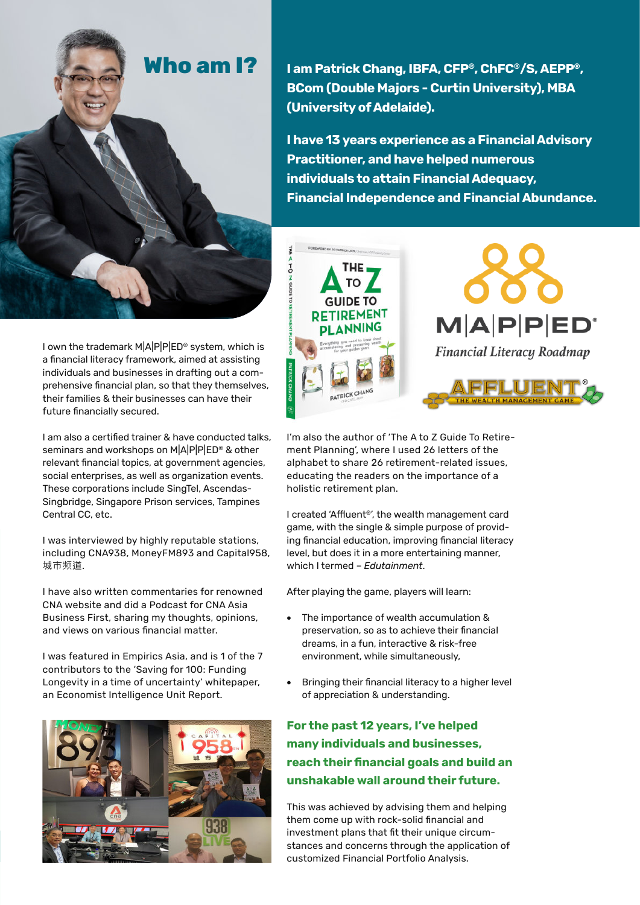# Who am I?

**I am Patrick Chang, IBFA, CFP®, ChFC®/S, AEPP®, BCom (Double Majors - Curtin University), MBA (University of Adelaide).**

**I have 13 years experience as a Financial Advisory Practitioner, and have helped numerous individuals to attain Financial Adequacy, Financial Independence and Financial Abundance.**

I own the trademark M|A|P|P|ED® system, which is a financial literacy framework, aimed at assisting individuals and businesses in drafting out a comprehensive financial plan, so that they themselves, their families & their businesses can have their future financially secured.

I am also a certified trainer & have conducted talks, seminars and workshops on M|A|P|P|ED® & other relevant financial topics, at government agencies, social enterprises, as well as organization events. These corporations include SingTel, Ascendas-Singbridge, Singapore Prison services, Tampines Central CC, etc.

I was interviewed by highly reputable stations, including CNA938, MoneyFM893 and Capital958, 城市频道.

I have also written commentaries for renowned CNA website and did a Podcast for CNA Asia Business First, sharing my thoughts, opinions, and views on various financial matter.

I was featured in Empirics Asia, and is 1 of the 7 contributors to the 'Saving for 100: Funding Longevity in a time of uncertainty' whitepaper, an Economist Intelligence Unit Report.

M|A|P|P|ED®

*Financial Literacy Roadmap*

AFFLUENT® THE WEALTH MANAGEMENT GAME

I'm also the author of 'The A to Z Guide To Retirement Planning', where I used 26 letters of the alphabet to share 26 retirement-related issues, educating the readers on the importance of a holistic retirement plan.

I created 'Affluent®', the wealth management card game, with the single & simple purpose of providing financial education, improving financial literacy level, but does it in a more entertaining manner, which I termed – *Edutainment*.

After playing the game, players will learn:

- The importance of wealth accumulation & preservation, so as to achieve their financial dreams, in a fun, interactive & risk-free environment, while simultaneously,
- Bringing their financial literacy to a higher level of appreciation & understanding.

**For the past 12 years, I've helped many individuals and businesses, reach their financial goals and build an unshakable wall around their future.**

This was achieved by advising them and helping them come up with rock-solid financial and investment plans that fit their unique circumstances and concerns through the application of customized Financial Portfolio Analysis.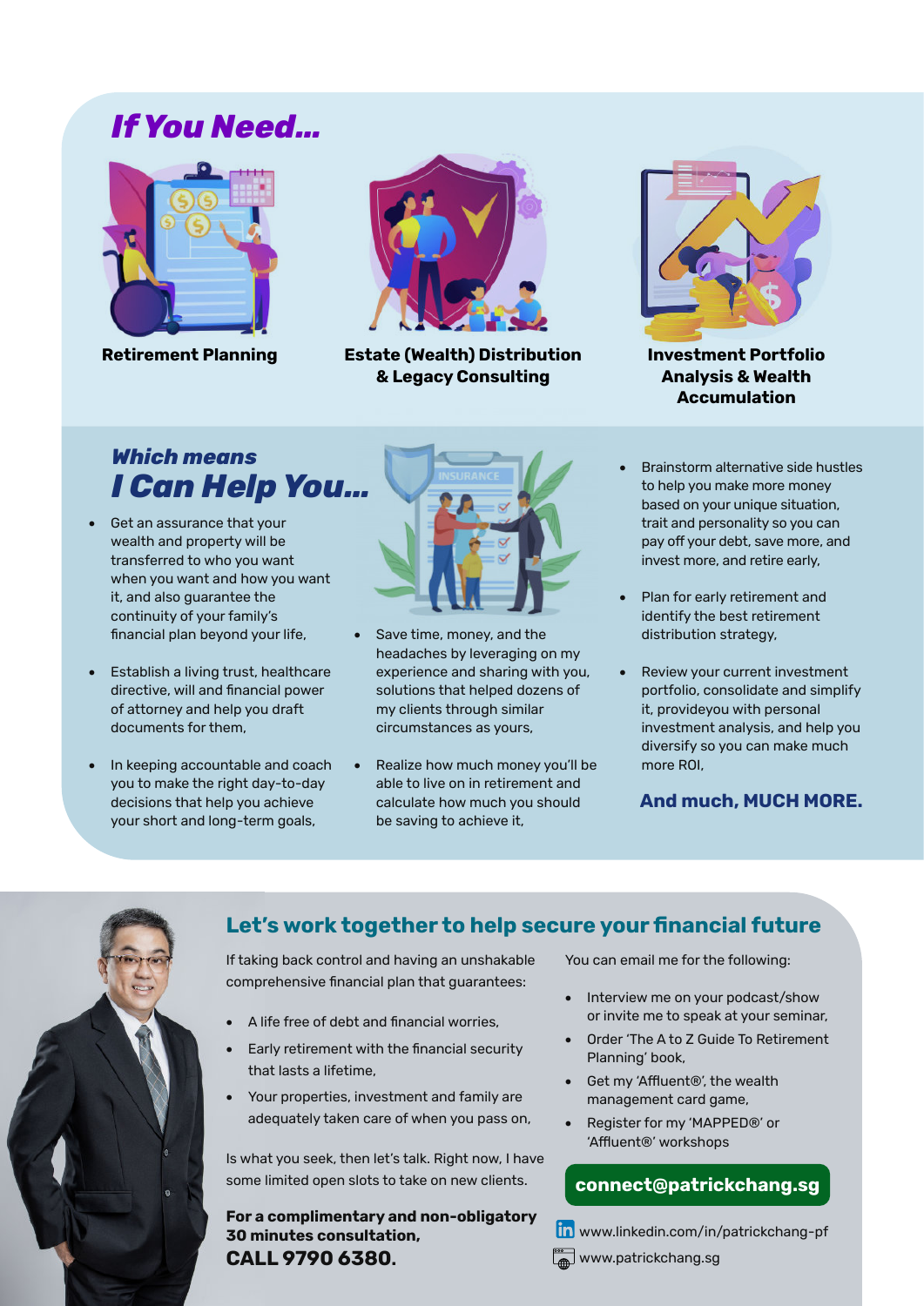# *If You Need...*

**Retirement Planning**

**Estate (Wealth) Distribution & Legacy Consulting**

**Investment Portfolio Analysis & Wealth Accumulation**

## *Which means*
# *I Can Help You...*

- Get an assurance that your wealth and property will be transferred to who you want when you want and how you want it, and also guarantee the continuity of your family's financial plan beyond your life,
- Establish a living trust, healthcare directive, will and financial power of attorney and help you draft documents for them,
- In keeping accountable and coach you to make the right day-to-day decisions that help you achieve your short and long-term goals,
- Save time, money, and the headaches by leveraging on my experience and sharing with you, solutions that helped dozens of my clients through similar circumstances as yours,
- Realize how much money you'll be able to live on in retirement and calculate how much you should be saving to achieve it,
- Brainstorm alternative side hustles to help you make more money based on your unique situation, trait and personality so you can pay off your debt, save more, and invest more, and retire early,
- Plan for early retirement and identify the best retirement distribution strategy,
- Review your current investment portfolio, consolidate and simplify it, provideyou with personal investment analysis, and help you diversify so you can make much more ROI,

**And much, MUCH MORE.**

## Let's work together to help secure your financial future

If taking back control and having an unshakable comprehensive financial plan that guarantees:

- A life free of debt and financial worries,
- Early retirement with the financial security that lasts a lifetime,
- Your properties, investment and family are adequately taken care of when you pass on,

Is what you seek, then let's talk. Right now, I have some limited open slots to take on new clients.

**For a complimentary and non-obligatory 30 minutes consultation,**
**CALL 9790 6380.**

You can email me for the following:

- Interview me on your podcast/show or invite me to speak at your seminar,
- Order 'The A to Z Guide To Retirement Planning' book,
- Get my 'Affluent®', the wealth management card game,
- Register for my 'MAPPED®' or 'Affluent®' workshops

**connect@patrickchang.sg**

www.linkedin.com/in/patrickchang-pf

www.patrickchang.sg